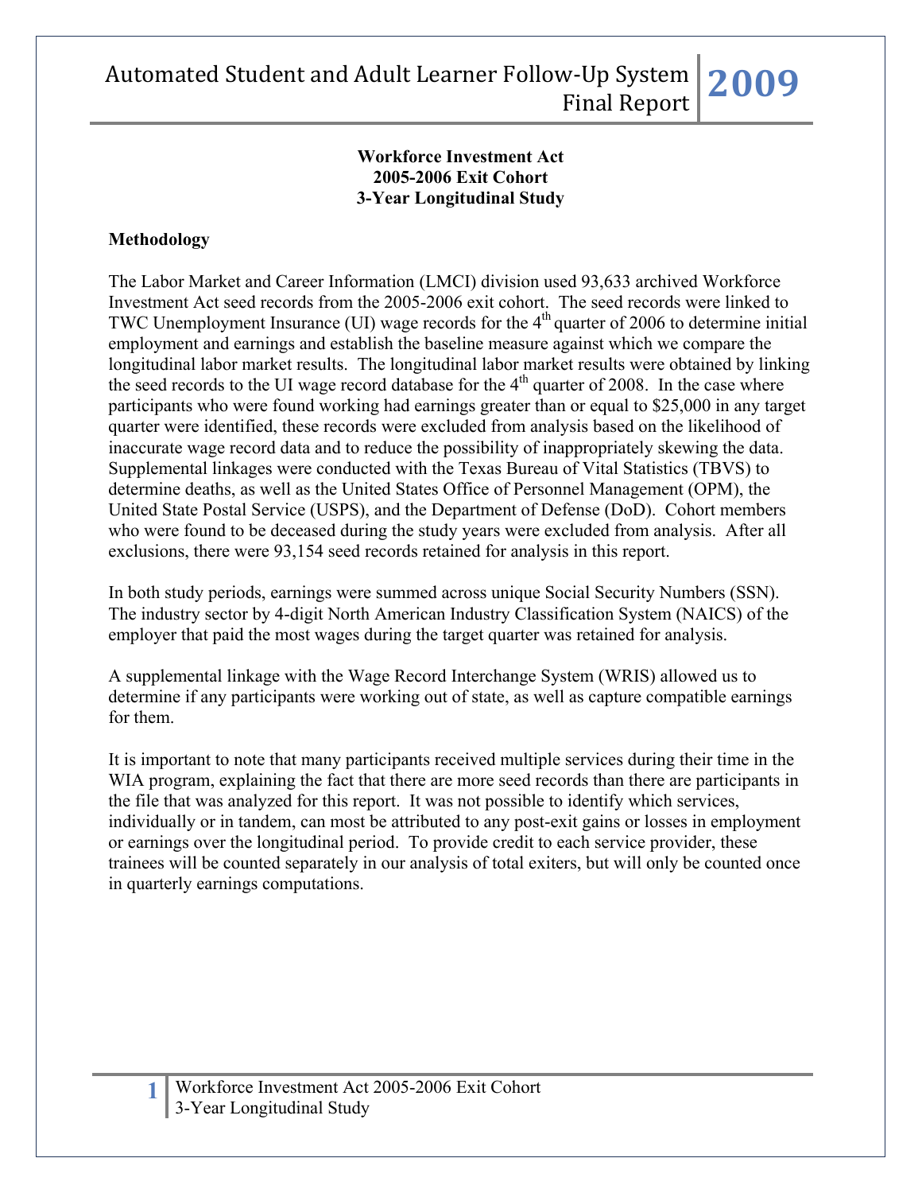# Workforce Investment Act
## 2005-2006 Exit Cohort
## 3-Year Longitudinal Study

### Methodology

The Labor Market and Career Information (LMCI) division used 93,633 archived Workforce Investment Act seed records from the 2005-2006 exit cohort. The seed records were linked to TWC Unemployment Insurance (UI) wage records for the 4th quarter of 2006 to determine initial employment and earnings and establish the baseline measure against which we compare the longitudinal labor market results. The longitudinal labor market results were obtained by linking the seed records to the UI wage record database for the 4th quarter of 2008. In the case where participants who were found working had earnings greater than or equal to $25,000 in any target quarter were identified, these records were excluded from analysis based on the likelihood of inaccurate wage record data and to reduce the possibility of inappropriately skewing the data. Supplemental linkages were conducted with the Texas Bureau of Vital Statistics (TBVS) to determine deaths, as well as the United States Office of Personnel Management (OPM), the United State Postal Service (USPS), and the Department of Defense (DoD). Cohort members who were found to be deceased during the study years were excluded from analysis. After all exclusions, there were 93,154 seed records retained for analysis in this report.

In both study periods, earnings were summed across unique Social Security Numbers (SSN). The industry sector by 4-digit North American Industry Classification System (NAICS) of the employer that paid the most wages during the target quarter was retained for analysis.

A supplemental linkage with the Wage Record Interchange System (WRIS) allowed us to determine if any participants were working out of state, as well as capture compatible earnings for them.

It is important to note that many participants received multiple services during their time in the WIA program, explaining the fact that there are more seed records than there are participants in the file that was analyzed for this report. It was not possible to identify which services, individually or in tandem, can most be attributed to any post-exit gains or losses in employment or earnings over the longitudinal period. To provide credit to each service provider, these trainees will be counted separately in our analysis of total exiters, but will only be counted once in quarterly earnings computations.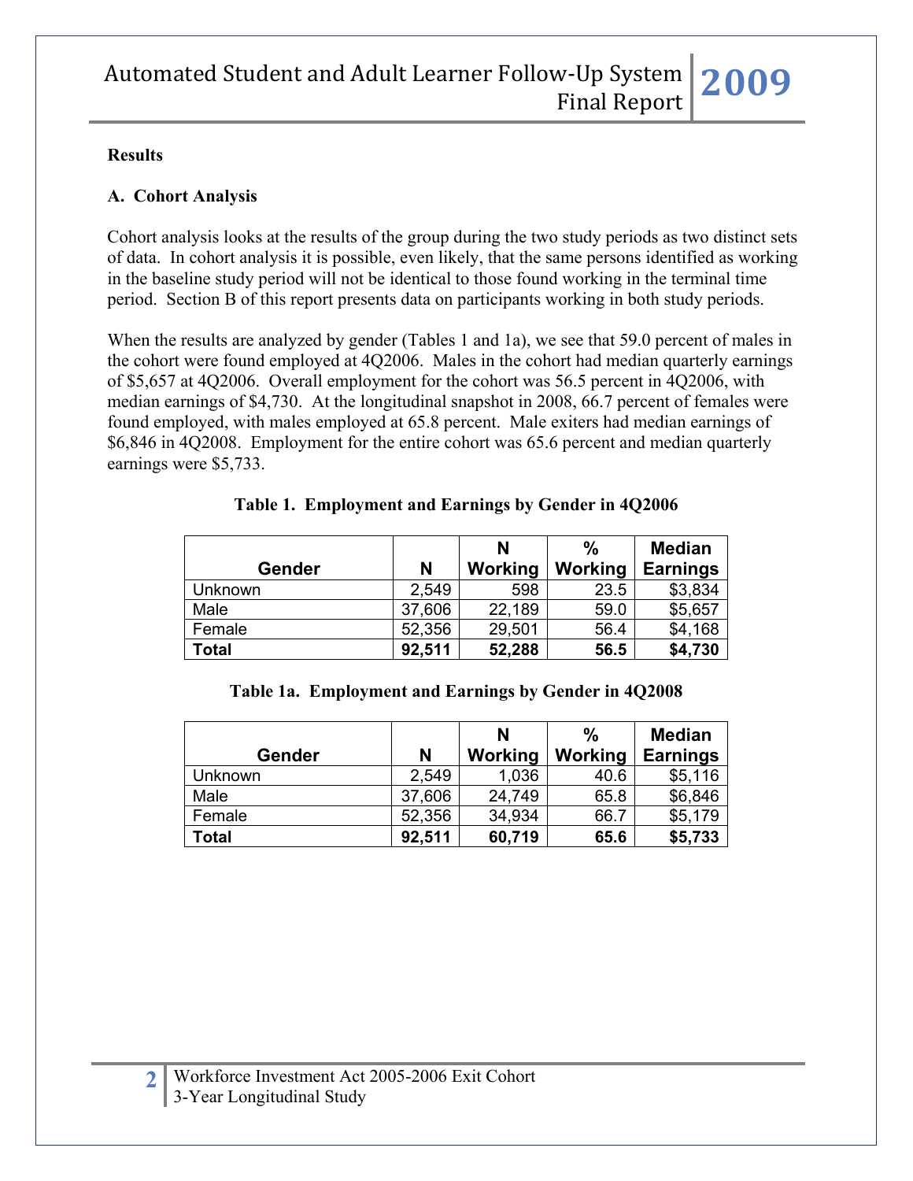## Results

### A. Cohort Analysis

Cohort analysis looks at the results of the group during the two study periods as two distinct sets of data. In cohort analysis it is possible, even likely, that the same persons identified as working in the baseline study period will not be identical to those found working in the terminal time period. Section B of this report presents data on participants working in both study periods.

When the results are analyzed by gender (Tables 1 and 1a), we see that 59.0 percent of males in the cohort were found employed at 4Q2006. Males in the cohort had median quarterly earnings of $5,657 at 4Q2006. Overall employment for the cohort was 56.5 percent in 4Q2006, with median earnings of $4,730. At the longitudinal snapshot in 2008, 66.7 percent of females were found employed, with males employed at 65.8 percent. Male exiters had median earnings of $6,846 in 4Q2008. Employment for the entire cohort was 65.6 percent and median quarterly earnings were $5,733.

**Table 1. Employment and Earnings by Gender in 4Q2006**

| Gender | N | N Working | % Working | Median Earnings |
|---|---|---|---|---|
| Unknown | 2,549 | 598 | 23.5 | $3,834 |
| Male | 37,606 | 22,189 | 59.0 | $5,657 |
| Female | 52,356 | 29,501 | 56.4 | $4,168 |
| **Total** | **92,511** | **52,288** | **56.5** | **$4,730** |

**Table 1a. Employment and Earnings by Gender in 4Q2008**

| Gender | N | N Working | % Working | Median Earnings |
|---|---|---|---|---|
| Unknown | 2,549 | 1,036 | 40.6 | $5,116 |
| Male | 37,606 | 24,749 | 65.8 | $6,846 |
| Female | 52,356 | 34,934 | 66.7 | $5,179 |
| **Total** | **92,511** | **60,719** | **65.6** | **$5,733** |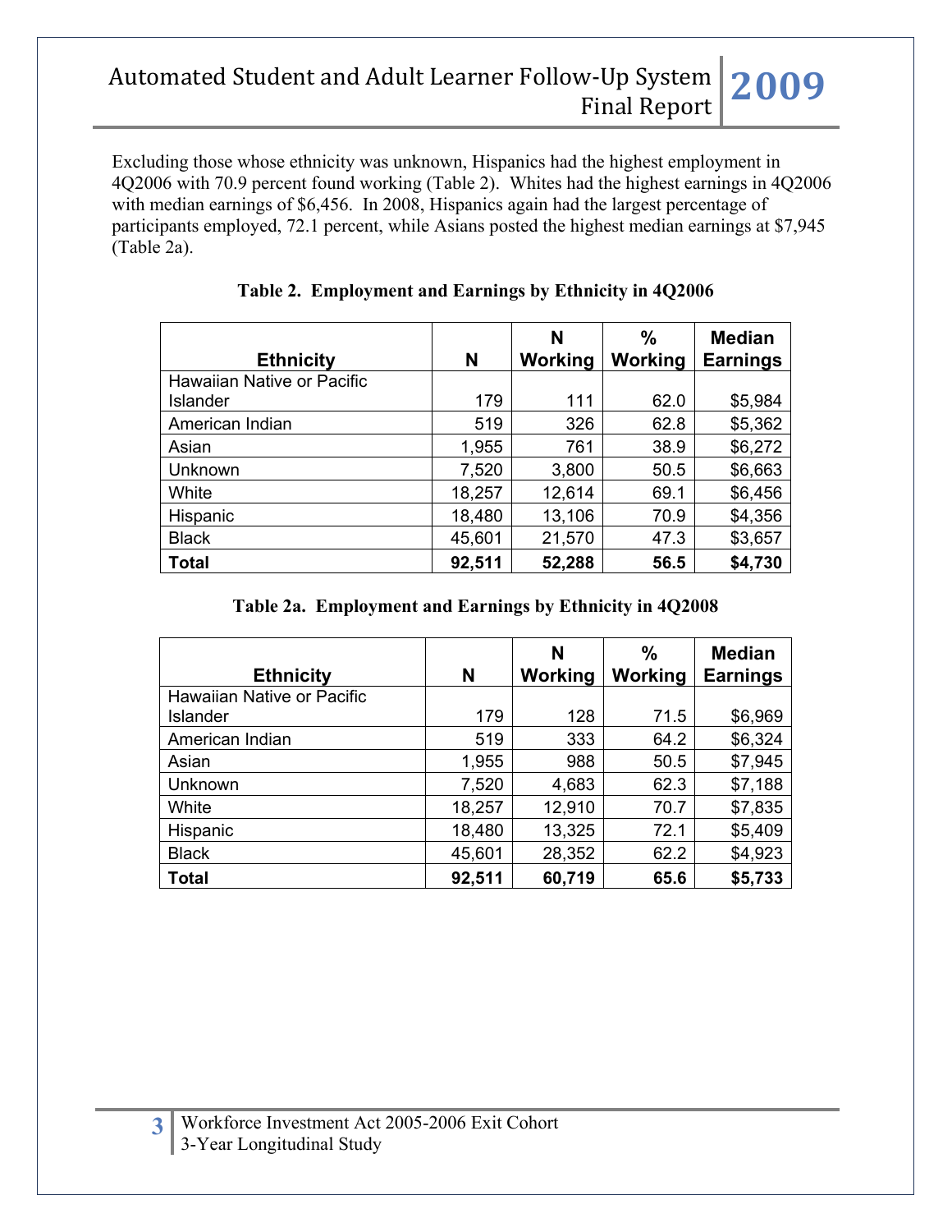Excluding those whose ethnicity was unknown, Hispanics had the highest employment in 4Q2006 with 70.9 percent found working (Table 2). Whites had the highest earnings in 4Q2006 with median earnings of $6,456. In 2008, Hispanics again had the largest percentage of participants employed, 72.1 percent, while Asians posted the highest median earnings at $7,945 (Table 2a).

**Table 2. Employment and Earnings by Ethnicity in 4Q2006**

| Ethnicity | N | N Working | % Working | Median Earnings |
|---|---|---|---|---|
| Hawaiian Native or Pacific Islander | 179 | 111 | 62.0 | $5,984 |
| American Indian | 519 | 326 | 62.8 | $5,362 |
| Asian | 1,955 | 761 | 38.9 | $6,272 |
| Unknown | 7,520 | 3,800 | 50.5 | $6,663 |
| White | 18,257 | 12,614 | 69.1 | $6,456 |
| Hispanic | 18,480 | 13,106 | 70.9 | $4,356 |
| Black | 45,601 | 21,570 | 47.3 | $3,657 |
| **Total** | **92,511** | **52,288** | **56.5** | **$4,730** |

**Table 2a. Employment and Earnings by Ethnicity in 4Q2008**

| Ethnicity | N | N Working | % Working | Median Earnings |
|---|---|---|---|---|
| Hawaiian Native or Pacific Islander | 179 | 128 | 71.5 | $6,969 |
| American Indian | 519 | 333 | 64.2 | $6,324 |
| Asian | 1,955 | 988 | 50.5 | $7,945 |
| Unknown | 7,520 | 4,683 | 62.3 | $7,188 |
| White | 18,257 | 12,910 | 70.7 | $7,835 |
| Hispanic | 18,480 | 13,325 | 72.1 | $5,409 |
| Black | 45,601 | 28,352 | 62.2 | $4,923 |
| **Total** | **92,511** | **60,719** | **65.6** | **$5,733** |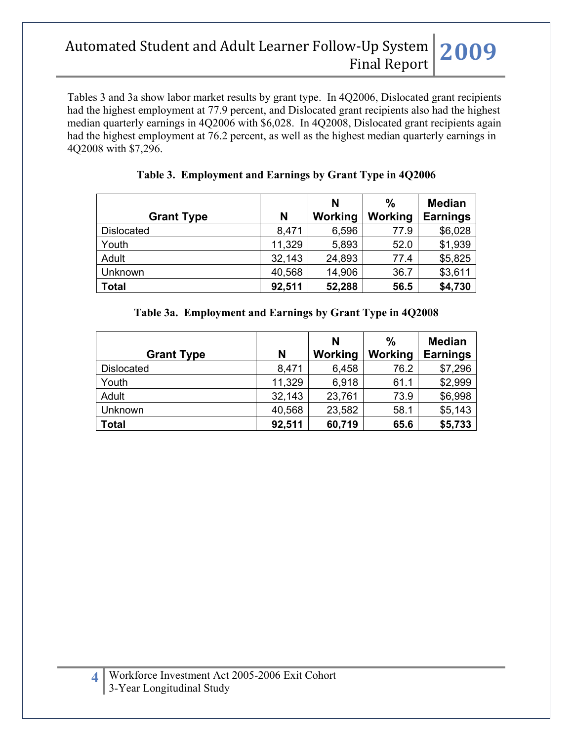Tables 3 and 3a show labor market results by grant type. In 4Q2006, Dislocated grant recipients had the highest employment at 77.9 percent, and Dislocated grant recipients also had the highest median quarterly earnings in 4Q2006 with $6,028. In 4Q2008, Dislocated grant recipients again had the highest employment at 76.2 percent, as well as the highest median quarterly earnings in 4Q2008 with $7,296.

**Table 3. Employment and Earnings by Grant Type in 4Q2006**

| Grant Type | N | N Working | % Working | Median Earnings |
|---|---|---|---|---|
| Dislocated | 8,471 | 6,596 | 77.9 | $6,028 |
| Youth | 11,329 | 5,893 | 52.0 | $1,939 |
| Adult | 32,143 | 24,893 | 77.4 | $5,825 |
| Unknown | 40,568 | 14,906 | 36.7 | $3,611 |
| **Total** | **92,511** | **52,288** | **56.5** | **$4,730** |

**Table 3a. Employment and Earnings by Grant Type in 4Q2008**

| Grant Type | N | N Working | % Working | Median Earnings |
|---|---|---|---|---|
| Dislocated | 8,471 | 6,458 | 76.2 | $7,296 |
| Youth | 11,329 | 6,918 | 61.1 | $2,999 |
| Adult | 32,143 | 23,761 | 73.9 | $6,998 |
| Unknown | 40,568 | 23,582 | 58.1 | $5,143 |
| **Total** | **92,511** | **60,719** | **65.6** | **$5,733** |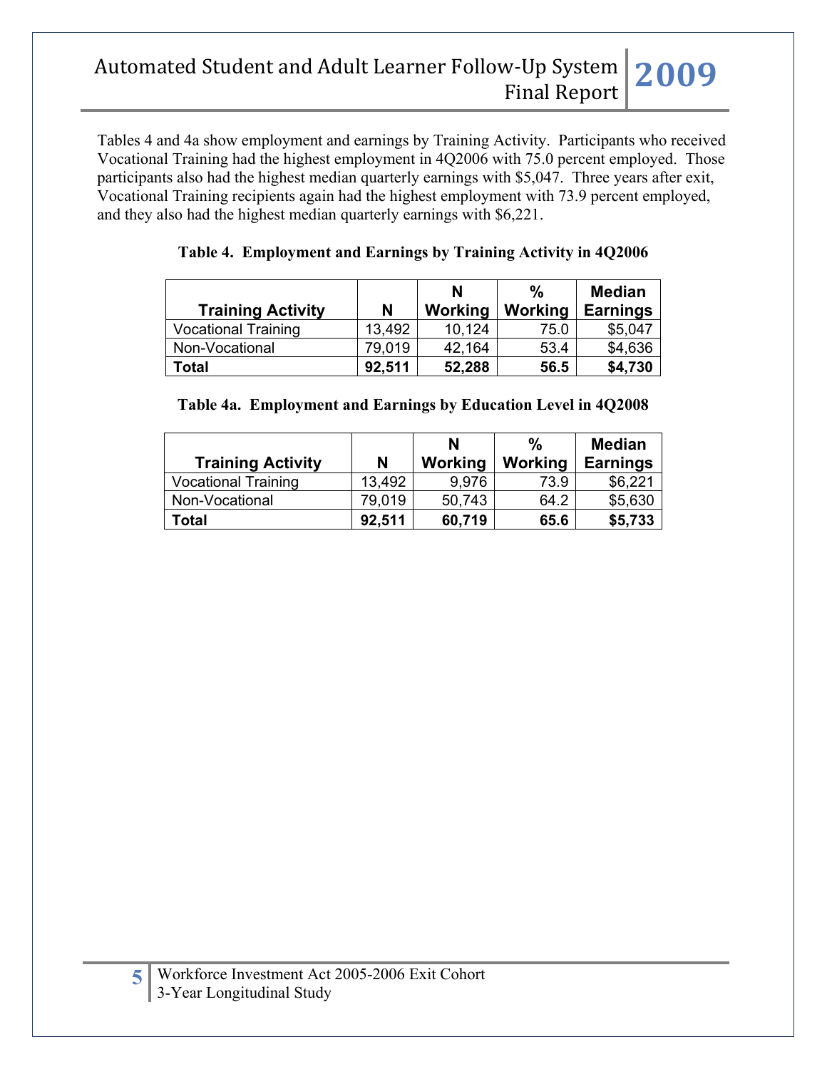Tables 4 and 4a show employment and earnings by Training Activity. Participants who received Vocational Training had the highest employment in 4Q2006 with 75.0 percent employed. Those participants also had the highest median quarterly earnings with $5,047. Three years after exit, Vocational Training recipients again had the highest employment with 73.9 percent employed, and they also had the highest median quarterly earnings with $6,221.

**Table 4. Employment and Earnings by Training Activity in 4Q2006**

| Training Activity | N | N Working | % Working | Median Earnings |
|---|---|---|---|---|
| Vocational Training | 13,492 | 10,124 | 75.0 | $5,047 |
| Non-Vocational | 79,019 | 42,164 | 53.4 | $4,636 |
| **Total** | **92,511** | **52,288** | **56.5** | **$4,730** |

**Table 4a. Employment and Earnings by Education Level in 4Q2008**

| Training Activity | N | N Working | % Working | Median Earnings |
|---|---|---|---|---|
| Vocational Training | 13,492 | 9,976 | 73.9 | $6,221 |
| Non-Vocational | 79,019 | 50,743 | 64.2 | $5,630 |
| **Total** | **92,511** | **60,719** | **65.6** | **$5,733** |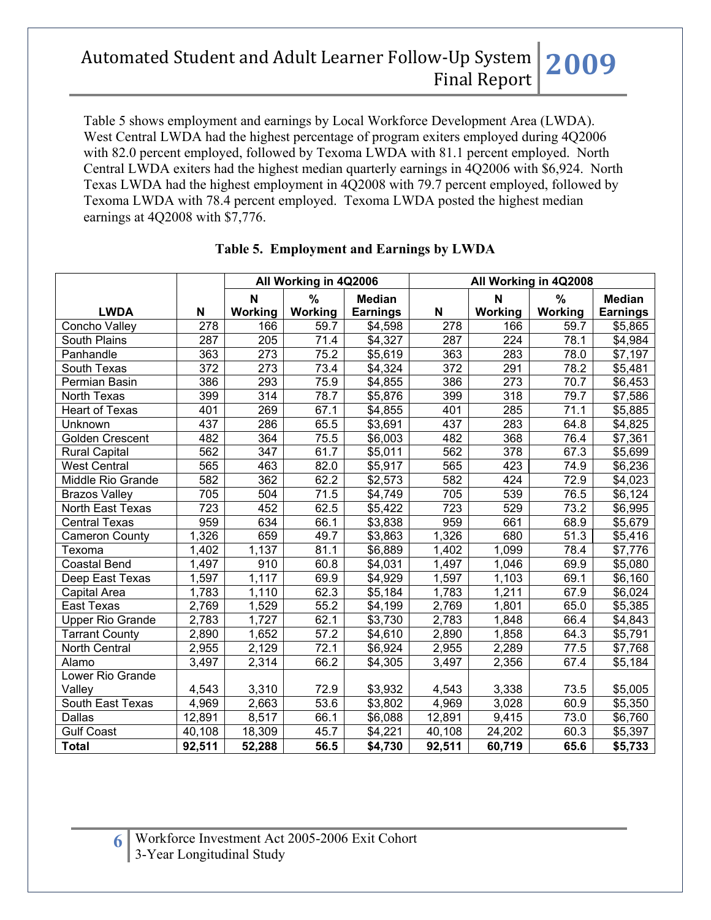Table 5 shows employment and earnings by Local Workforce Development Area (LWDA). West Central LWDA had the highest percentage of program exiters employed during 4Q2006 with 82.0 percent employed, followed by Texoma LWDA with 81.1 percent employed. North Central LWDA exiters had the highest median quarterly earnings in 4Q2006 with $6,924. North Texas LWDA had the highest employment in 4Q2008 with 79.7 percent employed, followed by Texoma LWDA with 78.4 percent employed. Texoma LWDA posted the highest median earnings at 4Q2008 with $7,776.

**Table 5. Employment and Earnings by LWDA**

| | | All Working in 4Q2006 | | | All Working in 4Q2008 | | | |
|---|---|---|---|---|---|---|---|---|
| LWDA | N | N Working | % Working | Median Earnings | N | N Working | % Working | Median Earnings |
| Concho Valley | 278 | 166 | 59.7 | $4,598 | 278 | 166 | 59.7 | $5,865 |
| South Plains | 287 | 205 | 71.4 | $4,327 | 287 | 224 | 78.1 | $4,984 |
| Panhandle | 363 | 273 | 75.2 | $5,619 | 363 | 283 | 78.0 | $7,197 |
| South Texas | 372 | 273 | 73.4 | $4,324 | 372 | 291 | 78.2 | $5,481 |
| Permian Basin | 386 | 293 | 75.9 | $4,855 | 386 | 273 | 70.7 | $6,453 |
| North Texas | 399 | 314 | 78.7 | $5,876 | 399 | 318 | 79.7 | $7,586 |
| Heart of Texas | 401 | 269 | 67.1 | $4,855 | 401 | 285 | 71.1 | $5,885 |
| Unknown | 437 | 286 | 65.5 | $3,691 | 437 | 283 | 64.8 | $4,825 |
| Golden Crescent | 482 | 364 | 75.5 | $6,003 | 482 | 368 | 76.4 | $7,361 |
| Rural Capital | 562 | 347 | 61.7 | $5,011 | 562 | 378 | 67.3 | $5,699 |
| West Central | 565 | 463 | 82.0 | $5,917 | 565 | 423 | 74.9 | $6,236 |
| Middle Rio Grande | 582 | 362 | 62.2 | $2,573 | 582 | 424 | 72.9 | $4,023 |
| Brazos Valley | 705 | 504 | 71.5 | $4,749 | 705 | 539 | 76.5 | $6,124 |
| North East Texas | 723 | 452 | 62.5 | $5,422 | 723 | 529 | 73.2 | $6,995 |
| Central Texas | 959 | 634 | 66.1 | $3,838 | 959 | 661 | 68.9 | $5,679 |
| Cameron County | 1,326 | 659 | 49.7 | $3,863 | 1,326 | 680 | 51.3 | $5,416 |
| Texoma | 1,402 | 1,137 | 81.1 | $6,889 | 1,402 | 1,099 | 78.4 | $7,776 |
| Coastal Bend | 1,497 | 910 | 60.8 | $4,031 | 1,497 | 1,046 | 69.9 | $5,080 |
| Deep East Texas | 1,597 | 1,117 | 69.9 | $4,929 | 1,597 | 1,103 | 69.1 | $6,160 |
| Capital Area | 1,783 | 1,110 | 62.3 | $5,184 | 1,783 | 1,211 | 67.9 | $6,024 |
| East Texas | 2,769 | 1,529 | 55.2 | $4,199 | 2,769 | 1,801 | 65.0 | $5,385 |
| Upper Rio Grande | 2,783 | 1,727 | 62.1 | $3,730 | 2,783 | 1,848 | 66.4 | $4,843 |
| Tarrant County | 2,890 | 1,652 | 57.2 | $4,610 | 2,890 | 1,858 | 64.3 | $5,791 |
| North Central | 2,955 | 2,129 | 72.1 | $6,924 | 2,955 | 2,289 | 77.5 | $7,768 |
| Alamo | 3,497 | 2,314 | 66.2 | $4,305 | 3,497 | 2,356 | 67.4 | $5,184 |
| Lower Rio Grande Valley | 4,543 | 3,310 | 72.9 | $3,932 | 4,543 | 3,338 | 73.5 | $5,005 |
| South East Texas | 4,969 | 2,663 | 53.6 | $3,802 | 4,969 | 3,028 | 60.9 | $5,350 |
| Dallas | 12,891 | 8,517 | 66.1 | $6,088 | 12,891 | 9,415 | 73.0 | $6,760 |
| Gulf Coast | 40,108 | 18,309 | 45.7 | $4,221 | 40,108 | 24,202 | 60.3 | $5,397 |
| **Total** | **92,511** | **52,288** | **56.5** | **$4,730** | **92,511** | **60,719** | **65.6** | **$5,733** |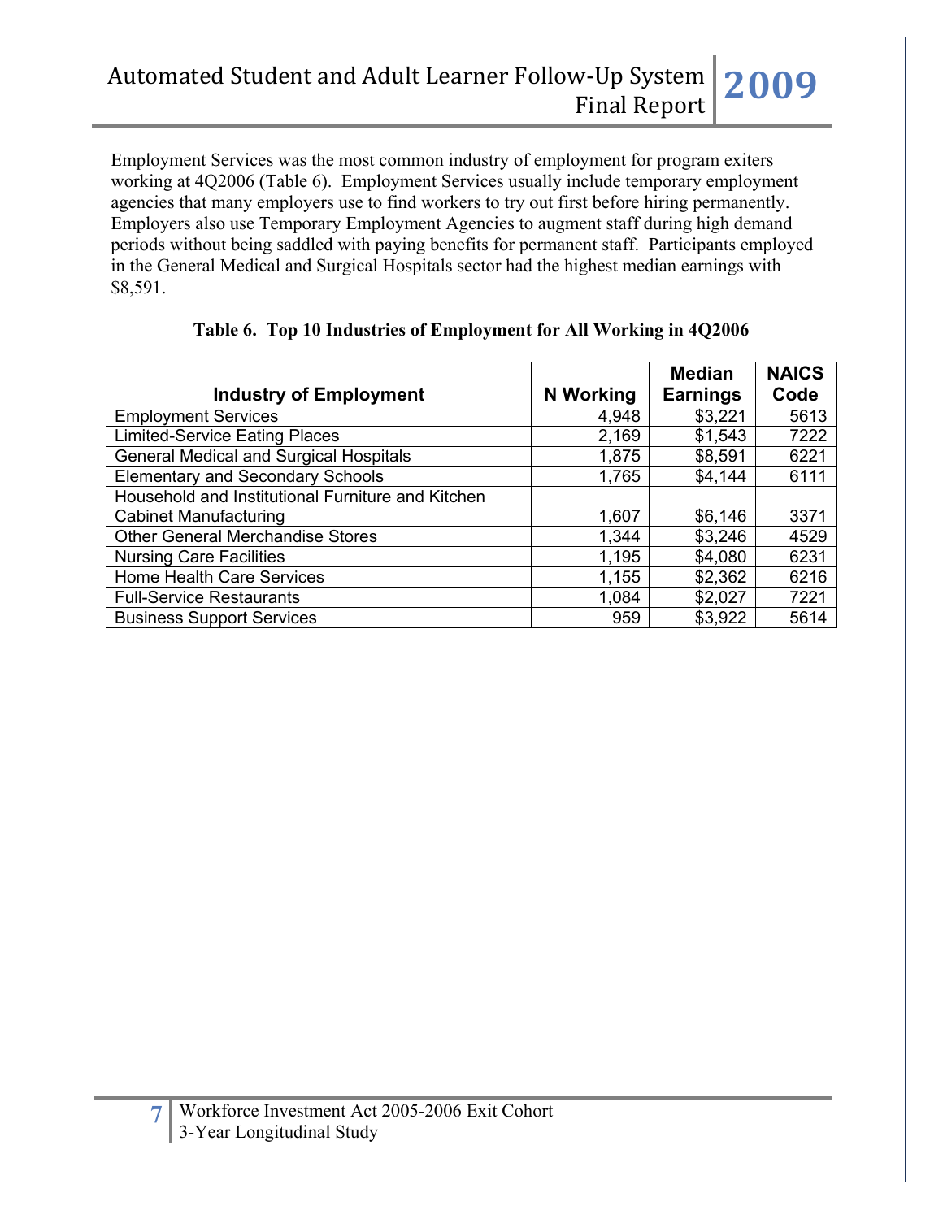Employment Services was the most common industry of employment for program exiters working at 4Q2006 (Table 6). Employment Services usually include temporary employment agencies that many employers use to find workers to try out first before hiring permanently. Employers also use Temporary Employment Agencies to augment staff during high demand periods without being saddled with paying benefits for permanent staff. Participants employed in the General Medical and Surgical Hospitals sector had the highest median earnings with $8,591.

**Table 6. Top 10 Industries of Employment for All Working in 4Q2006**

| Industry of Employment | N Working | Median Earnings | NAICS Code |
|---|---|---|---|
| Employment Services | 4,948 | $3,221 | 5613 |
| Limited-Service Eating Places | 2,169 | $1,543 | 7222 |
| General Medical and Surgical Hospitals | 1,875 | $8,591 | 6221 |
| Elementary and Secondary Schools | 1,765 | $4,144 | 6111 |
| Household and Institutional Furniture and Kitchen Cabinet Manufacturing | 1,607 | $6,146 | 3371 |
| Other General Merchandise Stores | 1,344 | $3,246 | 4529 |
| Nursing Care Facilities | 1,195 | $4,080 | 6231 |
| Home Health Care Services | 1,155 | $2,362 | 6216 |
| Full-Service Restaurants | 1,084 | $2,027 | 7221 |
| Business Support Services | 959 | $3,922 | 5614 |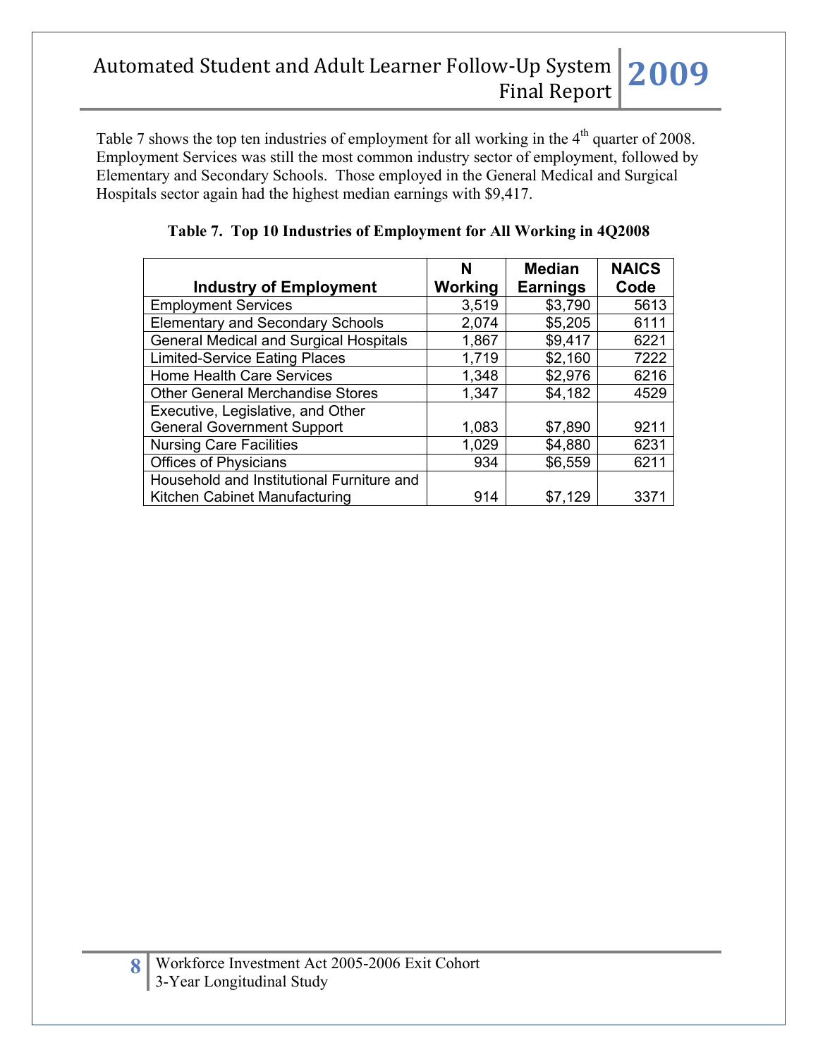Table 7 shows the top ten industries of employment for all working in the 4th quarter of 2008. Employment Services was still the most common industry sector of employment, followed by Elementary and Secondary Schools. Those employed in the General Medical and Surgical Hospitals sector again had the highest median earnings with $9,417.

**Table 7. Top 10 Industries of Employment for All Working in 4Q2008**

| Industry of Employment | N Working | Median Earnings | NAICS Code |
|---|---|---|---|
| Employment Services | 3,519 | $3,790 | 5613 |
| Elementary and Secondary Schools | 2,074 | $5,205 | 6111 |
| General Medical and Surgical Hospitals | 1,867 | $9,417 | 6221 |
| Limited-Service Eating Places | 1,719 | $2,160 | 7222 |
| Home Health Care Services | 1,348 | $2,976 | 6216 |
| Other General Merchandise Stores | 1,347 | $4,182 | 4529 |
| Executive, Legislative, and Other General Government Support | 1,083 | $7,890 | 9211 |
| Nursing Care Facilities | 1,029 | $4,880 | 6231 |
| Offices of Physicians | 934 | $6,559 | 6211 |
| Household and Institutional Furniture and Kitchen Cabinet Manufacturing | 914 | $7,129 | 3371 |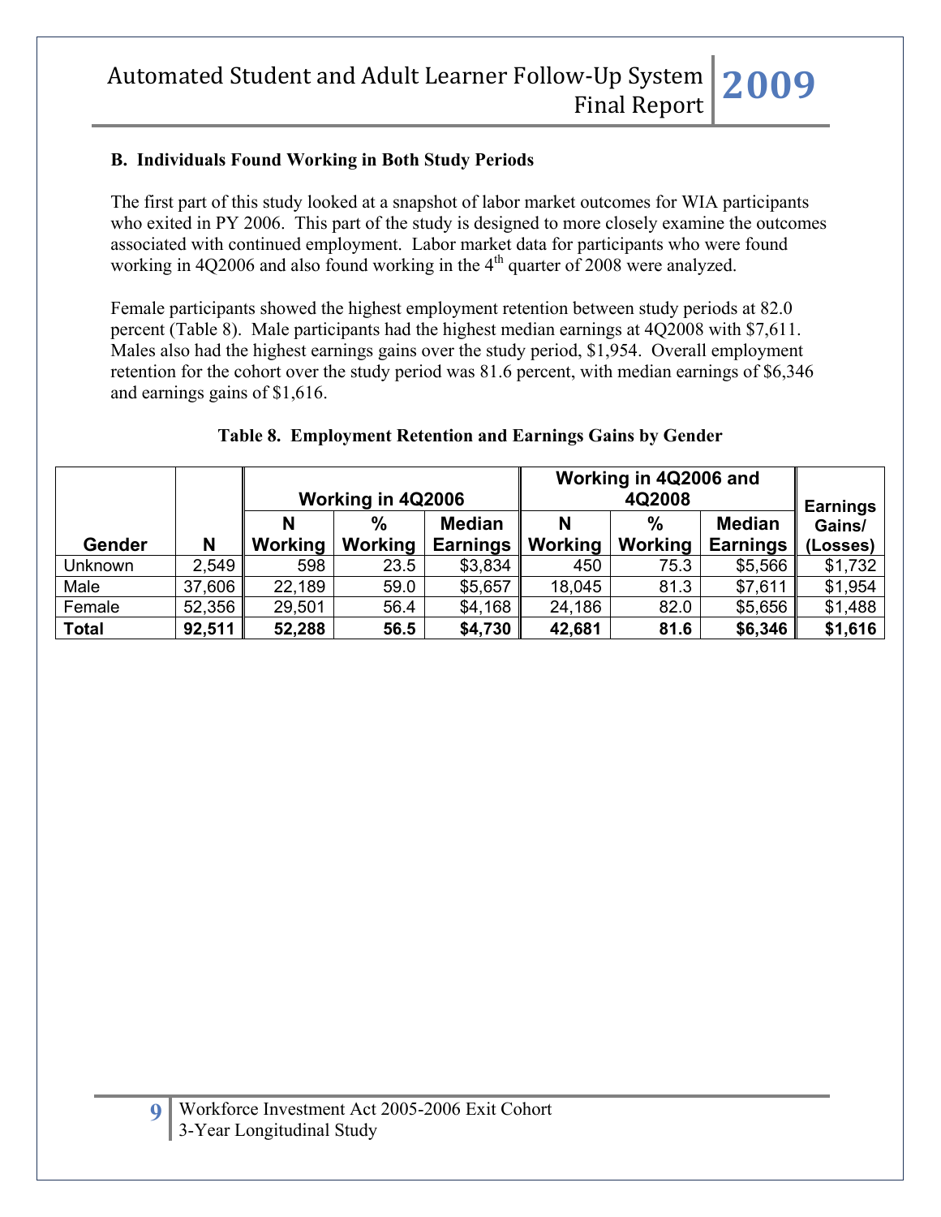### B. Individuals Found Working in Both Study Periods

The first part of this study looked at a snapshot of labor market outcomes for WIA participants who exited in PY 2006. This part of the study is designed to more closely examine the outcomes associated with continued employment. Labor market data for participants who were found working in 4Q2006 and also found working in the 4th quarter of 2008 were analyzed.

Female participants showed the highest employment retention between study periods at 82.0 percent (Table 8). Male participants had the highest median earnings at 4Q2008 with $7,611. Males also had the highest earnings gains over the study period, $1,954. Overall employment retention for the cohort over the study period was 81.6 percent, with median earnings of $6,346 and earnings gains of $1,616.

**Table 8. Employment Retention and Earnings Gains by Gender**

| Gender | N | Working in 4Q2006 | | | Working in 4Q2006 and 4Q2008 | | | Earnings Gains/ (Losses) |
|---|---|---|---|---|---|---|---|---|
| | | N Working | % Working | Median Earnings | N Working | % Working | Median Earnings | |
| Unknown | 2,549 | 598 | 23.5 | $3,834 | 450 | 75.3 | $5,566 | $1,732 |
| Male | 37,606 | 22,189 | 59.0 | $5,657 | 18,045 | 81.3 | $7,611 | $1,954 |
| Female | 52,356 | 29,501 | 56.4 | $4,168 | 24,186 | 82.0 | $5,656 | $1,488 |
| **Total** | **92,511** | **52,288** | **56.5** | **$4,730** | **42,681** | **81.6** | **$6,346** | **$1,616** |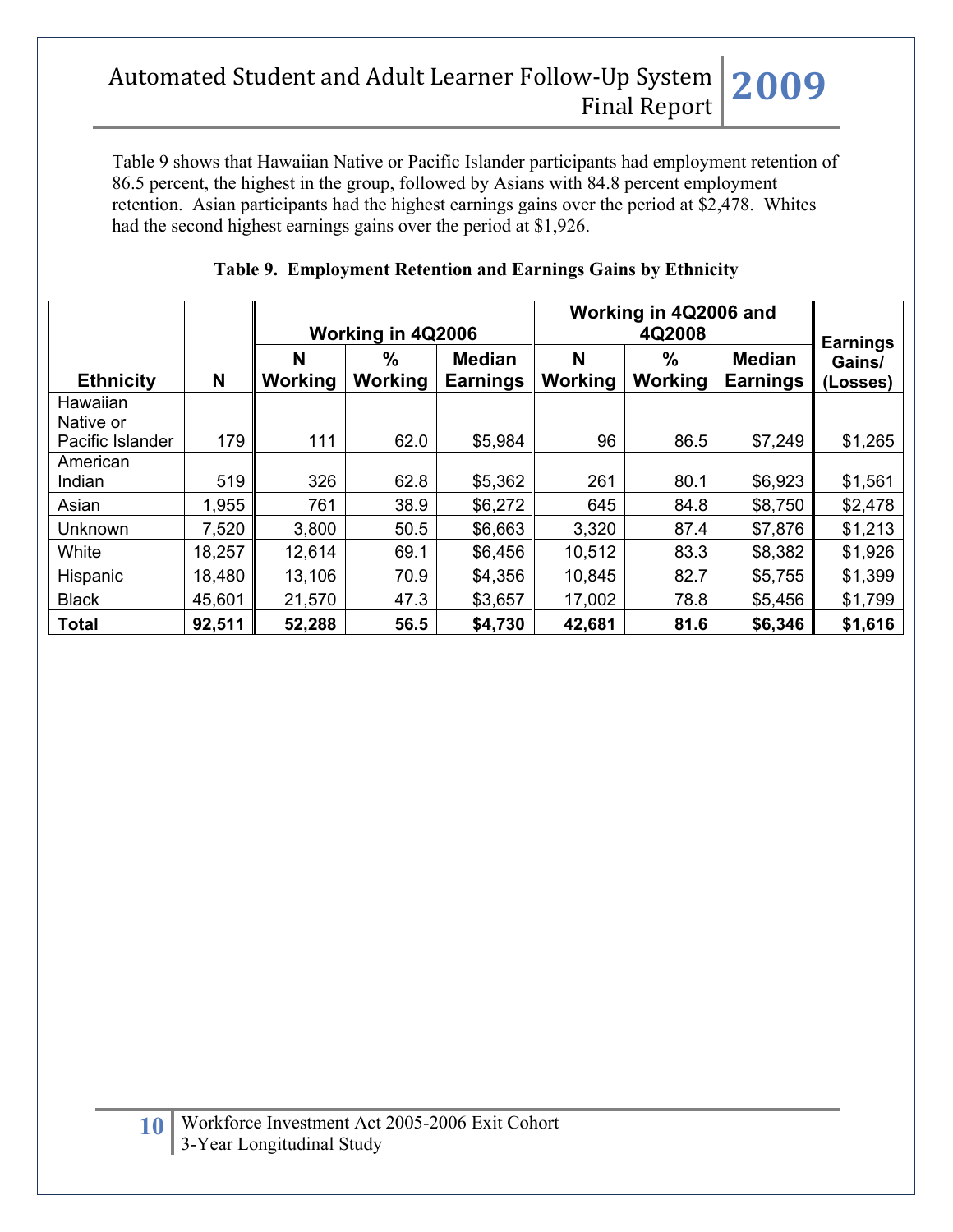Table 9 shows that Hawaiian Native or Pacific Islander participants had employment retention of 86.5 percent, the highest in the group, followed by Asians with 84.8 percent employment retention. Asian participants had the highest earnings gains over the period at $2,478. Whites had the second highest earnings gains over the period at $1,926.

**Table 9. Employment Retention and Earnings Gains by Ethnicity**

| Ethnicity | N | Working in 4Q2006 | | | Working in 4Q2006 and 4Q2008 | | | Earnings Gains/ (Losses) |
|---|---|---|---|---|---|---|---|---|
| | | N Working | % Working | Median Earnings | N Working | % Working | Median Earnings | |
| Hawaiian Native or Pacific Islander | 179 | 111 | 62.0 | $5,984 | 96 | 86.5 | $7,249 | $1,265 |
| American Indian | 519 | 326 | 62.8 | $5,362 | 261 | 80.1 | $6,923 | $1,561 |
| Asian | 1,955 | 761 | 38.9 | $6,272 | 645 | 84.8 | $8,750 | $2,478 |
| Unknown | 7,520 | 3,800 | 50.5 | $6,663 | 3,320 | 87.4 | $7,876 | $1,213 |
| White | 18,257 | 12,614 | 69.1 | $6,456 | 10,512 | 83.3 | $8,382 | $1,926 |
| Hispanic | 18,480 | 13,106 | 70.9 | $4,356 | 10,845 | 82.7 | $5,755 | $1,399 |
| Black | 45,601 | 21,570 | 47.3 | $3,657 | 17,002 | 78.8 | $5,456 | $1,799 |
| **Total** | **92,511** | **52,288** | **56.5** | **$4,730** | **42,681** | **81.6** | **$6,346** | **$1,616** |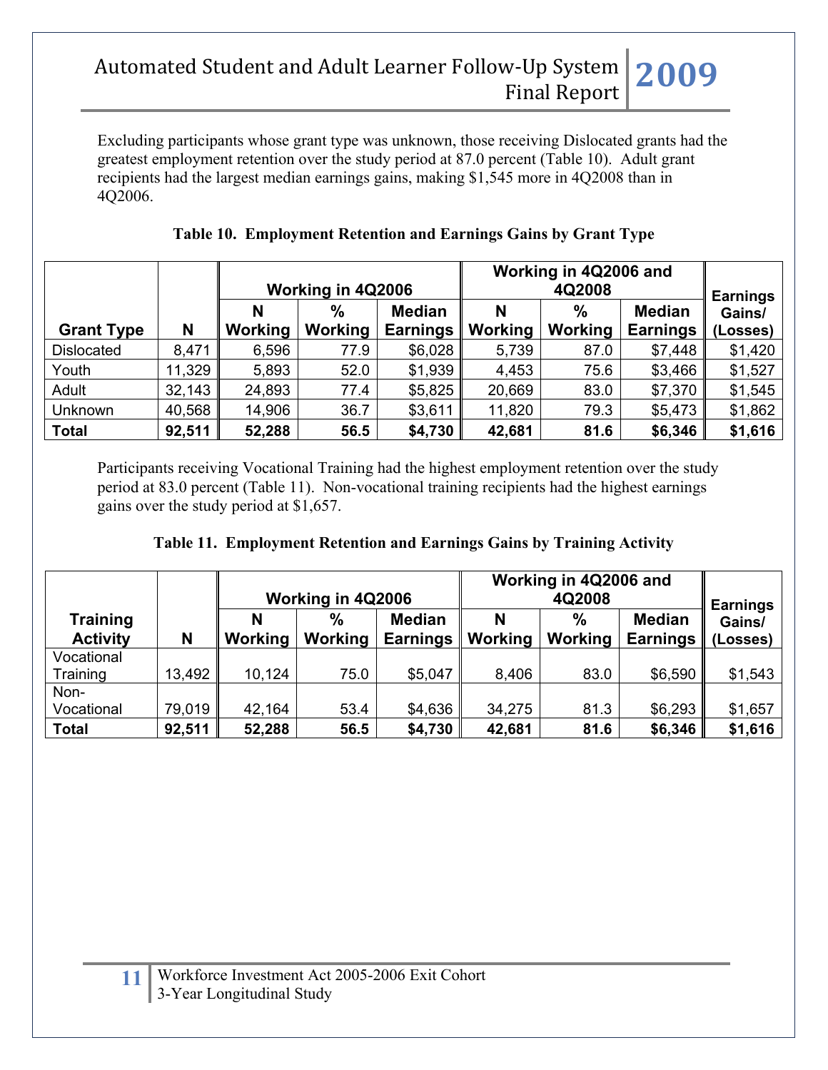Excluding participants whose grant type was unknown, those receiving Dislocated grants had the greatest employment retention over the study period at 87.0 percent (Table 10). Adult grant recipients had the largest median earnings gains, making $1,545 more in 4Q2008 than in 4Q2006.

**Table 10. Employment Retention and Earnings Gains by Grant Type**

| Grant Type | N | Working in 4Q2006 | | | Working in 4Q2006 and 4Q2008 | | | Earnings Gains/ (Losses) |
|---|---|---|---|---|---|---|---|---|
| | | N Working | % Working | Median Earnings | N Working | % Working | Median Earnings | |
| Dislocated | 8,471 | 6,596 | 77.9 | $6,028 | 5,739 | 87.0 | $7,448 | $1,420 |
| Youth | 11,329 | 5,893 | 52.0 | $1,939 | 4,453 | 75.6 | $3,466 | $1,527 |
| Adult | 32,143 | 24,893 | 77.4 | $5,825 | 20,669 | 83.0 | $7,370 | $1,545 |
| Unknown | 40,568 | 14,906 | 36.7 | $3,611 | 11,820 | 79.3 | $5,473 | $1,862 |
| **Total** | **92,511** | **52,288** | **56.5** | **$4,730** | **42,681** | **81.6** | **$6,346** | **$1,616** |

Participants receiving Vocational Training had the highest employment retention over the study period at 83.0 percent (Table 11). Non-vocational training recipients had the highest earnings gains over the study period at $1,657.

**Table 11. Employment Retention and Earnings Gains by Training Activity**

| Training Activity | N | Working in 4Q2006 | | | Working in 4Q2006 and 4Q2008 | | | Earnings Gains/ (Losses) |
|---|---|---|---|---|---|---|---|---|
| | | N Working | % Working | Median Earnings | N Working | % Working | Median Earnings | |
| Vocational Training | 13,492 | 10,124 | 75.0 | $5,047 | 8,406 | 83.0 | $6,590 | $1,543 |
| Non-Vocational | 79,019 | 42,164 | 53.4 | $4,636 | 34,275 | 81.3 | $6,293 | $1,657 |
| **Total** | **92,511** | **52,288** | **56.5** | **$4,730** | **42,681** | **81.6** | **$6,346** | **$1,616** |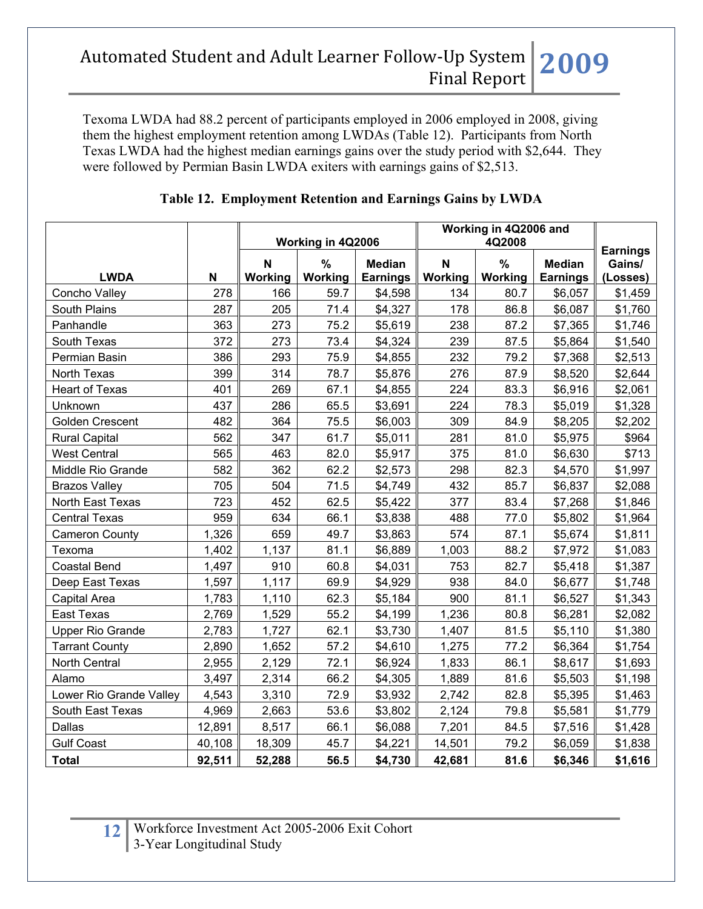Texoma LWDA had 88.2 percent of participants employed in 2006 employed in 2008, giving them the highest employment retention among LWDAs (Table 12). Participants from North Texas LWDA had the highest median earnings gains over the study period with $2,644. They were followed by Permian Basin LWDA exiters with earnings gains of $2,513.

**Table 12. Employment Retention and Earnings Gains by LWDA**

| LWDA | N | Working in 4Q2006 | | | Working in 4Q2006 and 4Q2008 | | | Earnings Gains/ (Losses) |
|---|---|---|---|---|---|---|---|---|
| | | N Working | % Working | Median Earnings | N Working | % Working | Median Earnings | |
| Concho Valley | 278 | 166 | 59.7 | $4,598 | 134 | 80.7 | $6,057 | $1,459 |
| South Plains | 287 | 205 | 71.4 | $4,327 | 178 | 86.8 | $6,087 | $1,760 |
| Panhandle | 363 | 273 | 75.2 | $5,619 | 238 | 87.2 | $7,365 | $1,746 |
| South Texas | 372 | 273 | 73.4 | $4,324 | 239 | 87.5 | $5,864 | $1,540 |
| Permian Basin | 386 | 293 | 75.9 | $4,855 | 232 | 79.2 | $7,368 | $2,513 |
| North Texas | 399 | 314 | 78.7 | $5,876 | 276 | 87.9 | $8,520 | $2,644 |
| Heart of Texas | 401 | 269 | 67.1 | $4,855 | 224 | 83.3 | $6,916 | $2,061 |
| Unknown | 437 | 286 | 65.5 | $3,691 | 224 | 78.3 | $5,019 | $1,328 |
| Golden Crescent | 482 | 364 | 75.5 | $6,003 | 309 | 84.9 | $8,205 | $2,202 |
| Rural Capital | 562 | 347 | 61.7 | $5,011 | 281 | 81.0 | $5,975 | $964 |
| West Central | 565 | 463 | 82.0 | $5,917 | 375 | 81.0 | $6,630 | $713 |
| Middle Rio Grande | 582 | 362 | 62.2 | $2,573 | 298 | 82.3 | $4,570 | $1,997 |
| Brazos Valley | 705 | 504 | 71.5 | $4,749 | 432 | 85.7 | $6,837 | $2,088 |
| North East Texas | 723 | 452 | 62.5 | $5,422 | 377 | 83.4 | $7,268 | $1,846 |
| Central Texas | 959 | 634 | 66.1 | $3,838 | 488 | 77.0 | $5,802 | $1,964 |
| Cameron County | 1,326 | 659 | 49.7 | $3,863 | 574 | 87.1 | $5,674 | $1,811 |
| Texoma | 1,402 | 1,137 | 81.1 | $6,889 | 1,003 | 88.2 | $7,972 | $1,083 |
| Coastal Bend | 1,497 | 910 | 60.8 | $4,031 | 753 | 82.7 | $5,418 | $1,387 |
| Deep East Texas | 1,597 | 1,117 | 69.9 | $4,929 | 938 | 84.0 | $6,677 | $1,748 |
| Capital Area | 1,783 | 1,110 | 62.3 | $5,184 | 900 | 81.1 | $6,527 | $1,343 |
| East Texas | 2,769 | 1,529 | 55.2 | $4,199 | 1,236 | 80.8 | $6,281 | $2,082 |
| Upper Rio Grande | 2,783 | 1,727 | 62.1 | $3,730 | 1,407 | 81.5 | $5,110 | $1,380 |
| Tarrant County | 2,890 | 1,652 | 57.2 | $4,610 | 1,275 | 77.2 | $6,364 | $1,754 |
| North Central | 2,955 | 2,129 | 72.1 | $6,924 | 1,833 | 86.1 | $8,617 | $1,693 |
| Alamo | 3,497 | 2,314 | 66.2 | $4,305 | 1,889 | 81.6 | $5,503 | $1,198 |
| Lower Rio Grande Valley | 4,543 | 3,310 | 72.9 | $3,932 | 2,742 | 82.8 | $5,395 | $1,463 |
| South East Texas | 4,969 | 2,663 | 53.6 | $3,802 | 2,124 | 79.8 | $5,581 | $1,779 |
| Dallas | 12,891 | 8,517 | 66.1 | $6,088 | 7,201 | 84.5 | $7,516 | $1,428 |
| Gulf Coast | 40,108 | 18,309 | 45.7 | $4,221 | 14,501 | 79.2 | $6,059 | $1,838 |
| **Total** | **92,511** | **52,288** | **56.5** | **$4,730** | **42,681** | **81.6** | **$6,346** | **$1,616** |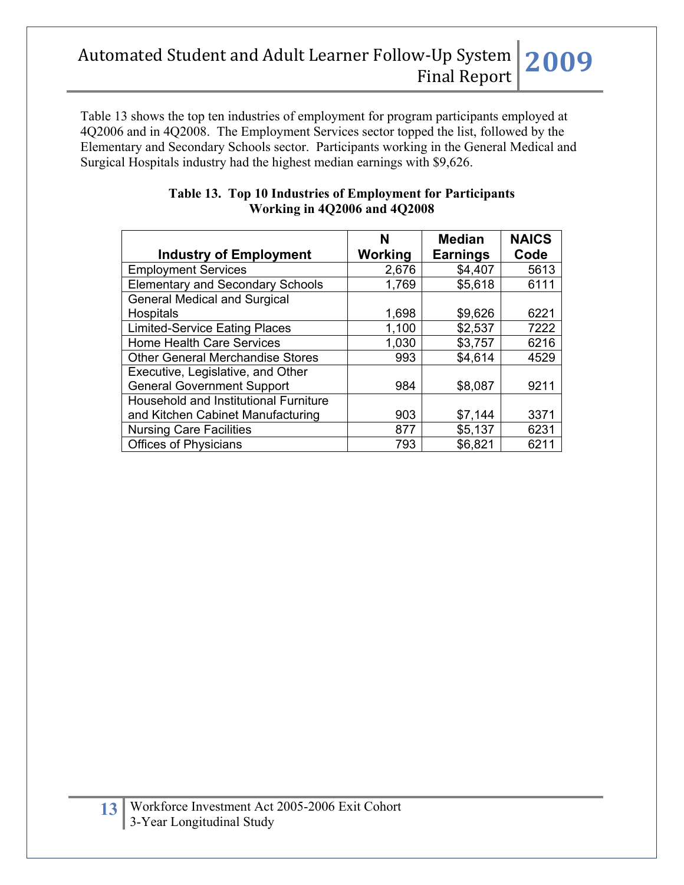Table 13 shows the top ten industries of employment for program participants employed at 4Q2006 and in 4Q2008. The Employment Services sector topped the list, followed by the Elementary and Secondary Schools sector. Participants working in the General Medical and Surgical Hospitals industry had the highest median earnings with $9,626.

**Table 13. Top 10 Industries of Employment for Participants Working in 4Q2006 and 4Q2008**

| Industry of Employment | N Working | Median Earnings | NAICS Code |
|---|---|---|---|
| Employment Services | 2,676 | $4,407 | 5613 |
| Elementary and Secondary Schools | 1,769 | $5,618 | 6111 |
| General Medical and Surgical Hospitals | 1,698 | $9,626 | 6221 |
| Limited-Service Eating Places | 1,100 | $2,537 | 7222 |
| Home Health Care Services | 1,030 | $3,757 | 6216 |
| Other General Merchandise Stores | 993 | $4,614 | 4529 |
| Executive, Legislative, and Other General Government Support | 984 | $8,087 | 9211 |
| Household and Institutional Furniture and Kitchen Cabinet Manufacturing | 903 | $7,144 | 3371 |
| Nursing Care Facilities | 877 | $5,137 | 6231 |
| Offices of Physicians | 793 | $6,821 | 6211 |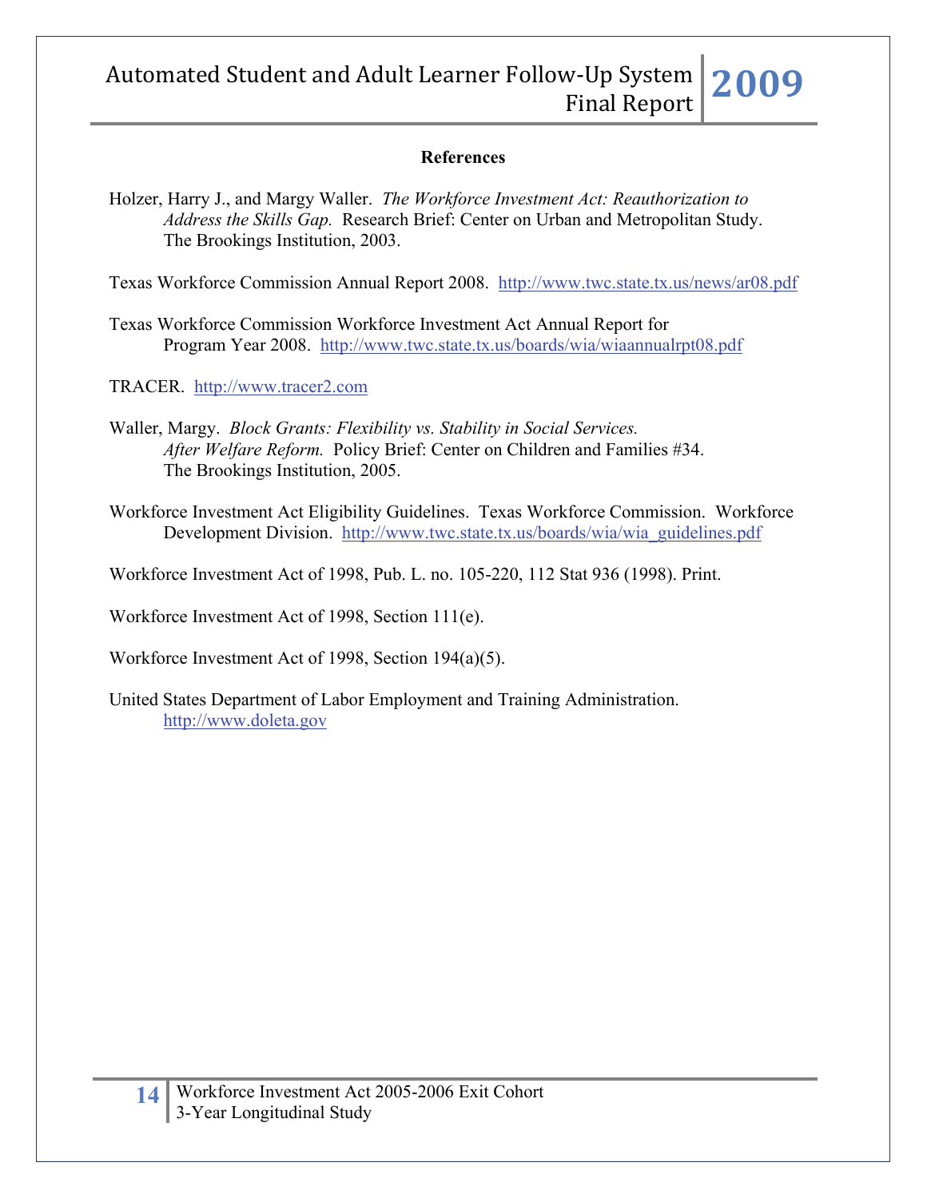## References

Holzer, Harry J., and Margy Waller. *The Workforce Investment Act: Reauthorization to Address the Skills Gap.* Research Brief: Center on Urban and Metropolitan Study. The Brookings Institution, 2003.

Texas Workforce Commission Annual Report 2008. http://www.twc.state.tx.us/news/ar08.pdf

Texas Workforce Commission Workforce Investment Act Annual Report for Program Year 2008. http://www.twc.state.tx.us/boards/wia/wiaannualrpt08.pdf

TRACER. http://www.tracer2.com

Waller, Margy. *Block Grants: Flexibility vs. Stability in Social Services. After Welfare Reform.* Policy Brief: Center on Children and Families #34. The Brookings Institution, 2005.

Workforce Investment Act Eligibility Guidelines. Texas Workforce Commission. Workforce Development Division. http://www.twc.state.tx.us/boards/wia/wia_guidelines.pdf

Workforce Investment Act of 1998, Pub. L. no. 105-220, 112 Stat 936 (1998). Print.

Workforce Investment Act of 1998, Section 111(e).

Workforce Investment Act of 1998, Section 194(a)(5).

United States Department of Labor Employment and Training Administration. http://www.doleta.gov